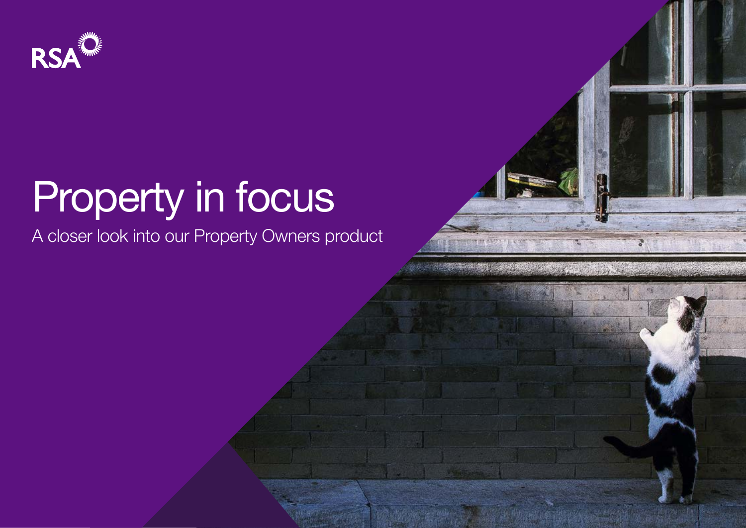RSA

# Property in focus

A closer look into our Property Owners product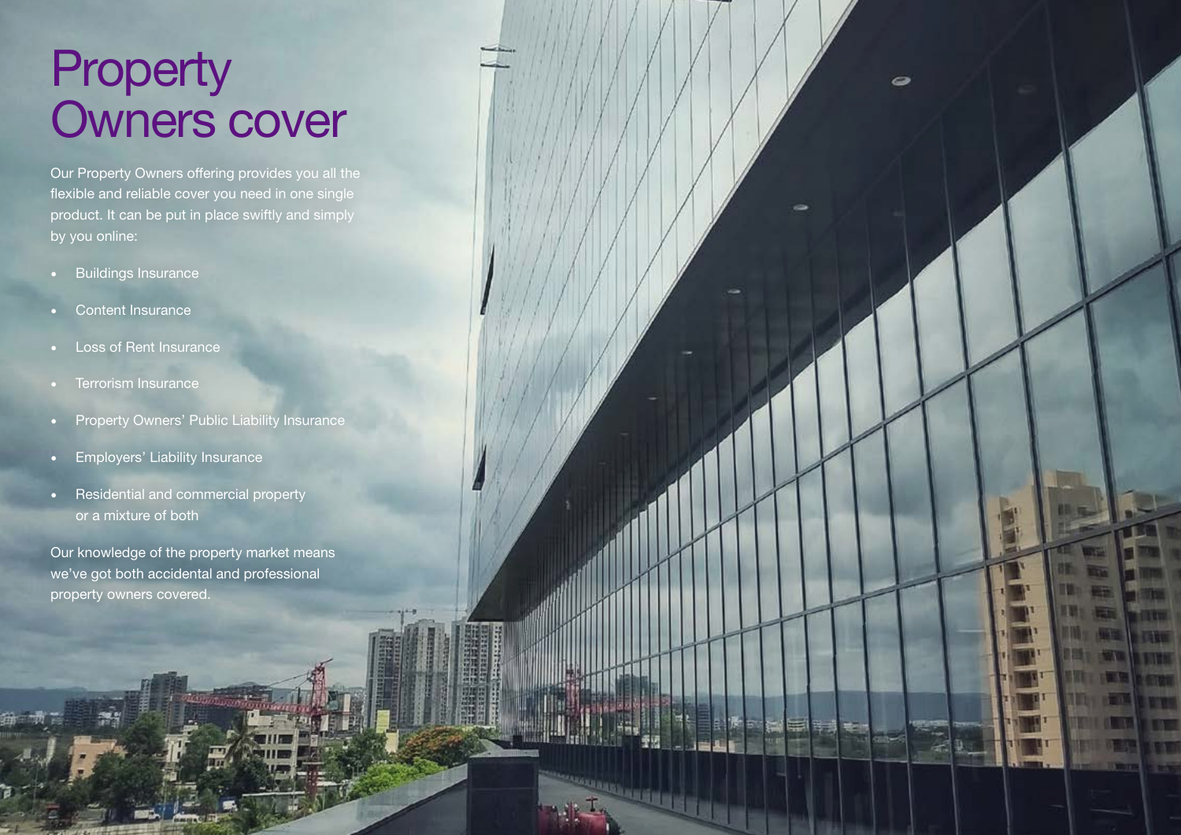# Property Owners cover

Our Property Owners offering provides you all the flexible and reliable cover you need in one single product. It can be put in place swiftly and simply by you online:

- Buildings Insurance
- Content Insurance
- Loss of Rent Insurance
- Terrorism Insurance
- Property Owners' Public Liability Insurance
- Employers' Liability Insurance
- Residential and commercial property or a mixture of both

Our knowledge of the property market means we've got both accidental and professional property owners covered.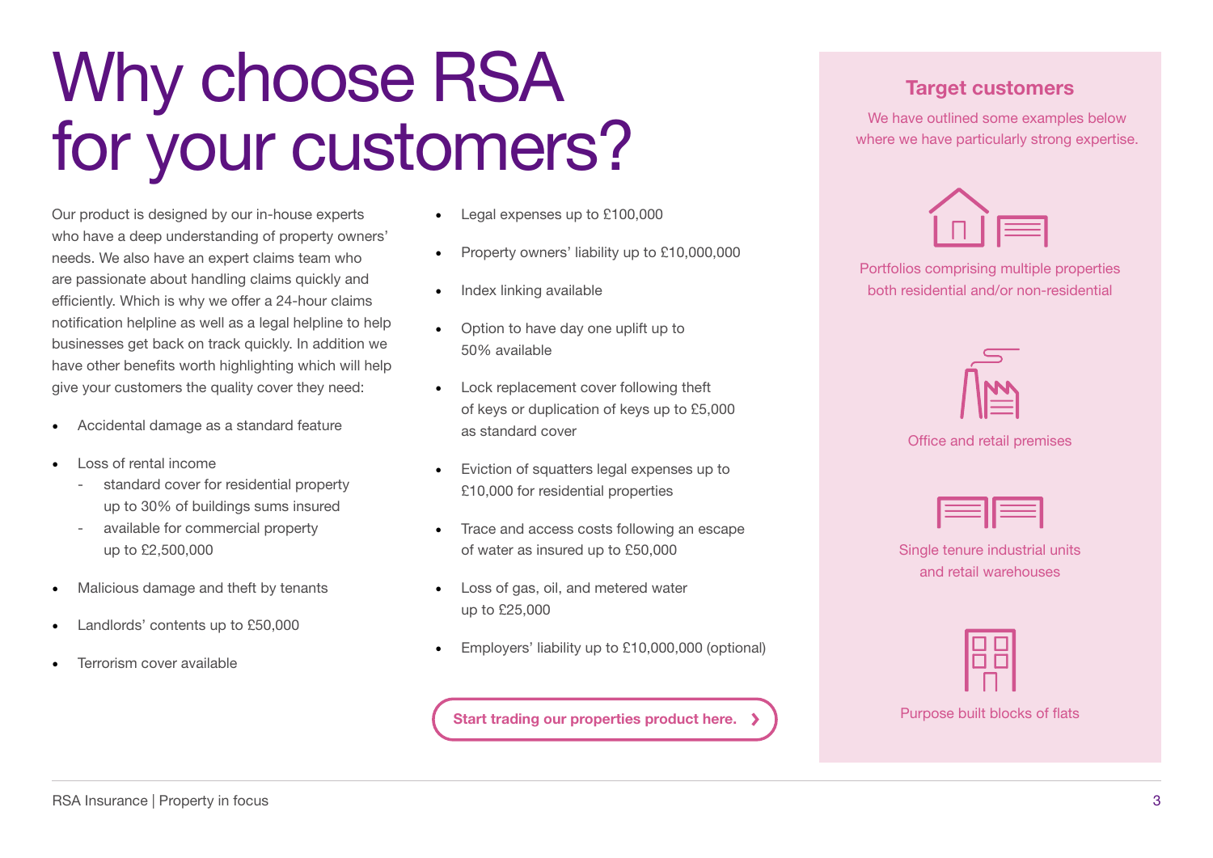# Why choose RSA for your customers?

Our product is designed by our in-house experts who have a deep understanding of property owners' needs. We also have an expert claims team who are passionate about handling claims quickly and efficiently. Which is why we offer a 24-hour claims notification helpline as well as a legal helpline to help businesses get back on track quickly. In addition we have other benefits worth highlighting which will help give your customers the quality cover they need:

- Accidental damage as a standard feature
- Loss of rental income
  - standard cover for residential property up to 30% of buildings sums insured
  - available for commercial property up to £2,500,000
- Malicious damage and theft by tenants
- Landlords' contents up to £50,000
- Terrorism cover available
- Legal expenses up to £100,000
- Property owners' liability up to £10,000,000
- Index linking available
- Option to have day one uplift up to 50% available
- Lock replacement cover following theft of keys or duplication of keys up to £5,000 as standard cover
- Eviction of squatters legal expenses up to £10,000 for residential properties
- Trace and access costs following an escape of water as insured up to £50,000
- Loss of gas, oil, and metered water up to £25,000
- Employers' liability up to £10,000,000 (optional)

**Start trading our properties product here.**

## Target customers

We have outlined some examples below where we have particularly strong expertise.

Portfolios comprising multiple properties both residential and/or non-residential

Office and retail premises

Single tenure industrial units and retail warehouses

Purpose built blocks of flats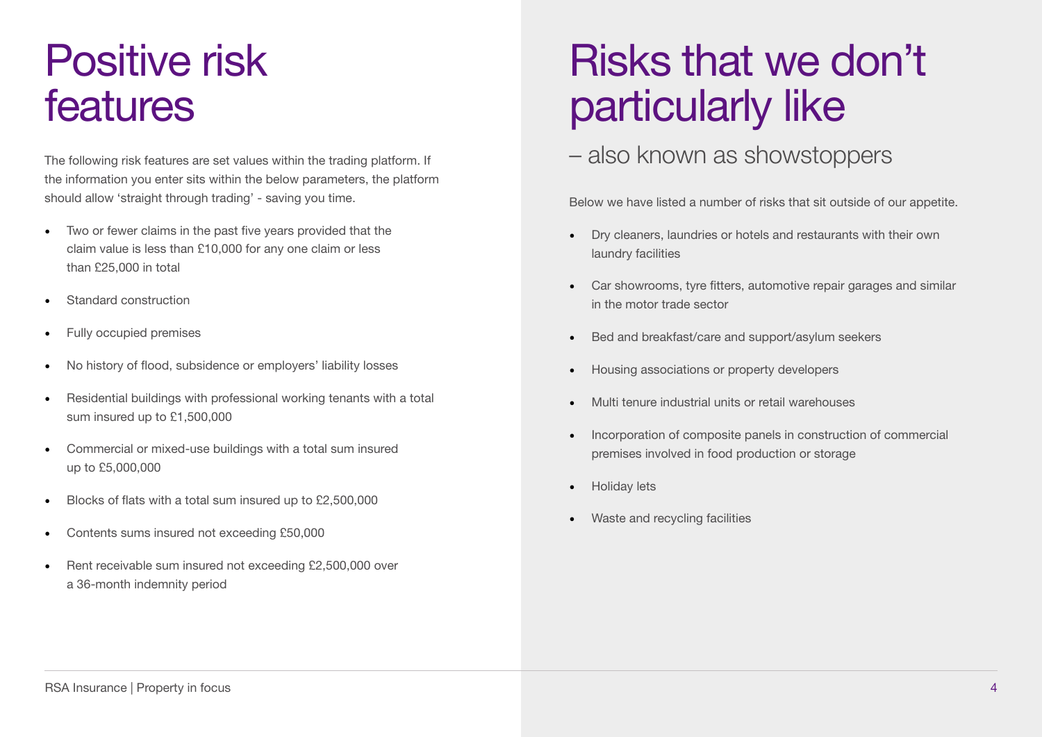# Positive risk features

The following risk features are set values within the trading platform. If the information you enter sits within the below parameters, the platform should allow 'straight through trading' - saving you time.

- Two or fewer claims in the past five years provided that the claim value is less than £10,000 for any one claim or less than £25,000 in total
- Standard construction
- Fully occupied premises
- No history of flood, subsidence or employers' liability losses
- Residential buildings with professional working tenants with a total sum insured up to £1,500,000
- Commercial or mixed-use buildings with a total sum insured up to £5,000,000
- Blocks of flats with a total sum insured up to £2,500,000
- Contents sums insured not exceeding £50,000
- Rent receivable sum insured not exceeding £2,500,000 over a 36-month indemnity period

# Risks that we don't particularly like

## – also known as showstoppers

Below we have listed a number of risks that sit outside of our appetite.

- Dry cleaners, laundries or hotels and restaurants with their own laundry facilities
- Car showrooms, tyre fitters, automotive repair garages and similar in the motor trade sector
- Bed and breakfast/care and support/asylum seekers
- Housing associations or property developers
- Multi tenure industrial units or retail warehouses
- Incorporation of composite panels in construction of commercial premises involved in food production or storage
- Holiday lets
- Waste and recycling facilities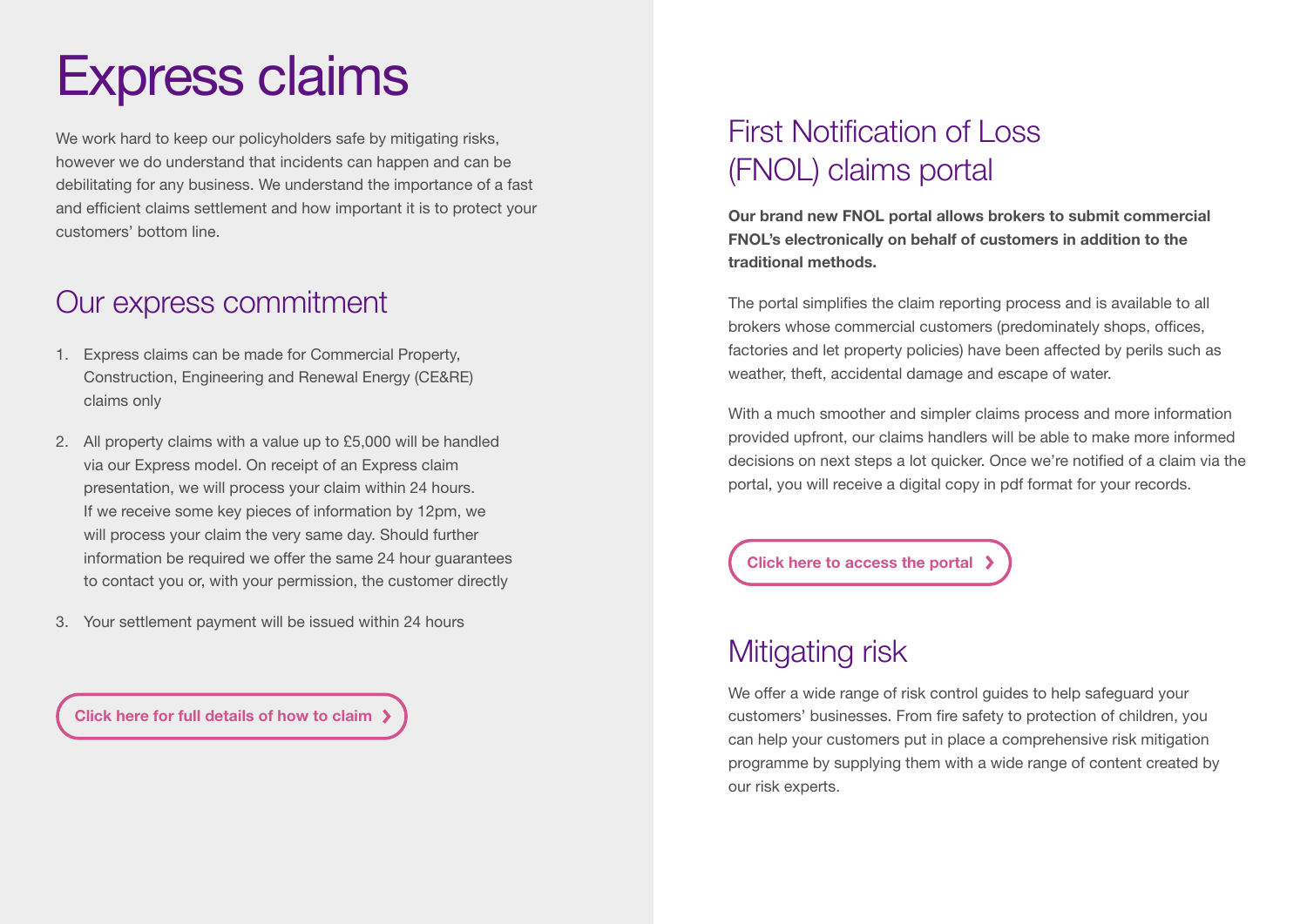# Express claims

We work hard to keep our policyholders safe by mitigating risks, however we do understand that incidents can happen and can be debilitating for any business. We understand the importance of a fast and efficient claims settlement and how important it is to protect your customers' bottom line.

## Our express commitment

1. Express claims can be made for Commercial Property, Construction, Engineering and Renewal Energy (CE&RE) claims only

2. All property claims with a value up to £5,000 will be handled via our Express model. On receipt of an Express claim presentation, we will process your claim within 24 hours. If we receive some key pieces of information by 12pm, we will process your claim the very same day. Should further information be required we offer the same 24 hour guarantees to contact you or, with your permission, the customer directly

3. Your settlement payment will be issued within 24 hours

Click here for full details of how to claim ❯

## First Notification of Loss (FNOL) claims portal

**Our brand new FNOL portal allows brokers to submit commercial FNOL's electronically on behalf of customers in addition to the traditional methods.**

The portal simplifies the claim reporting process and is available to all brokers whose commercial customers (predominately shops, offices, factories and let property policies) have been affected by perils such as weather, theft, accidental damage and escape of water.

With a much smoother and simpler claims process and more information provided upfront, our claims handlers will be able to make more informed decisions on next steps a lot quicker. Once we're notified of a claim via the portal, you will receive a digital copy in pdf format for your records.

Click here to access the portal ❯

## Mitigating risk

We offer a wide range of risk control guides to help safeguard your customers' businesses. From fire safety to protection of children, you can help your customers put in place a comprehensive risk mitigation programme by supplying them with a wide range of content created by our risk experts.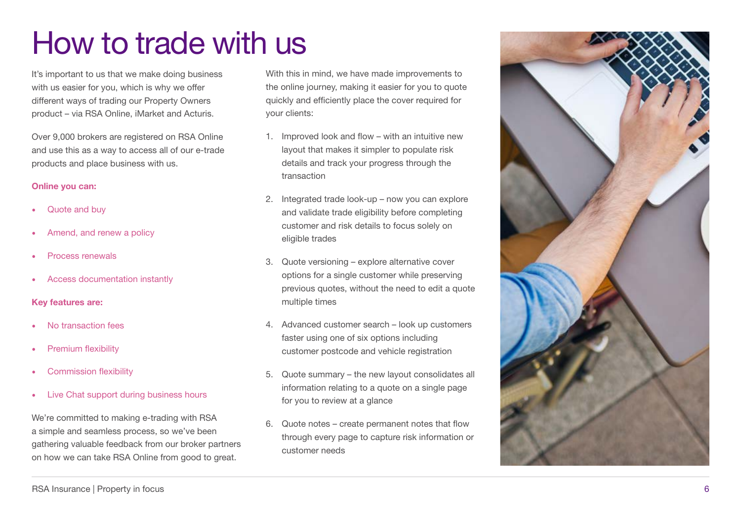# How to trade with us

It's important to us that we make doing business with us easier for you, which is why we offer different ways of trading our Property Owners product – via RSA Online, iMarket and Acturis.

Over 9,000 brokers are registered on RSA Online and use this as a way to access all of our e-trade products and place business with us.

**Online you can:**

- Quote and buy
- Amend, and renew a policy
- Process renewals
- Access documentation instantly

**Key features are:**

- No transaction fees
- Premium flexibility
- Commission flexibility
- Live Chat support during business hours

We're committed to making e-trading with RSA a simple and seamless process, so we've been gathering valuable feedback from our broker partners on how we can take RSA Online from good to great.

With this in mind, we have made improvements to the online journey, making it easier for you to quote quickly and efficiently place the cover required for your clients:

1. Improved look and flow – with an intuitive new layout that makes it simpler to populate risk details and track your progress through the transaction
2. Integrated trade look-up – now you can explore and validate trade eligibility before completing customer and risk details to focus solely on eligible trades
3. Quote versioning – explore alternative cover options for a single customer while preserving previous quotes, without the need to edit a quote multiple times
4. Advanced customer search – look up customers faster using one of six options including customer postcode and vehicle registration
5. Quote summary – the new layout consolidates all information relating to a quote on a single page for you to review at a glance
6. Quote notes – create permanent notes that flow through every page to capture risk information or customer needs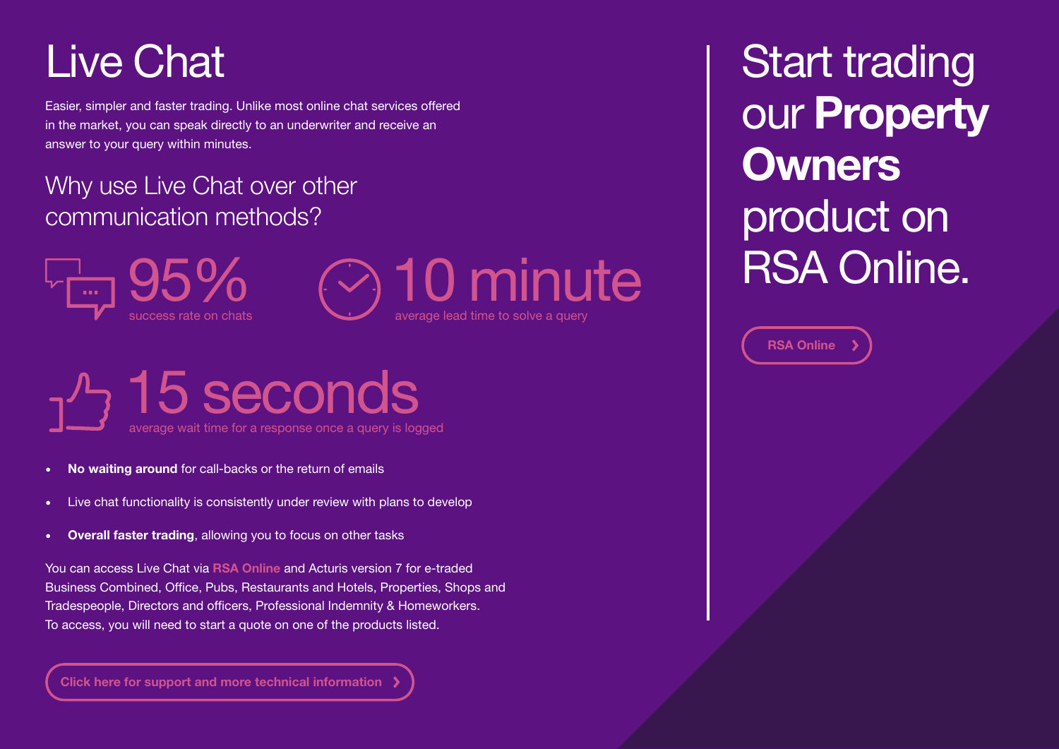# Live Chat

Easier, simpler and faster trading. Unlike most online chat services offered in the market, you can speak directly to an underwriter and receive an answer to your query within minutes.

## Why use Live Chat over other communication methods?

**95%**
success rate on chats

**10 minute**
average lead time to solve a query

**15 seconds**
average wait time for a response once a query is logged

- **No waiting around** for call-backs or the return of emails
- Live chat functionality is consistently under review with plans to develop
- **Overall faster trading**, allowing you to focus on other tasks

You can access Live Chat via **RSA Online** and Acturis version 7 for e-traded Business Combined, Office, Pubs, Restaurants and Hotels, Properties, Shops and Tradespeople, Directors and officers, Professional Indemnity & Homeworkers. To access, you will need to start a quote on one of the products listed.

**Click here for support and more technical information ›**

# Start trading our **Property Owners** product on RSA Online.

**RSA Online ›**